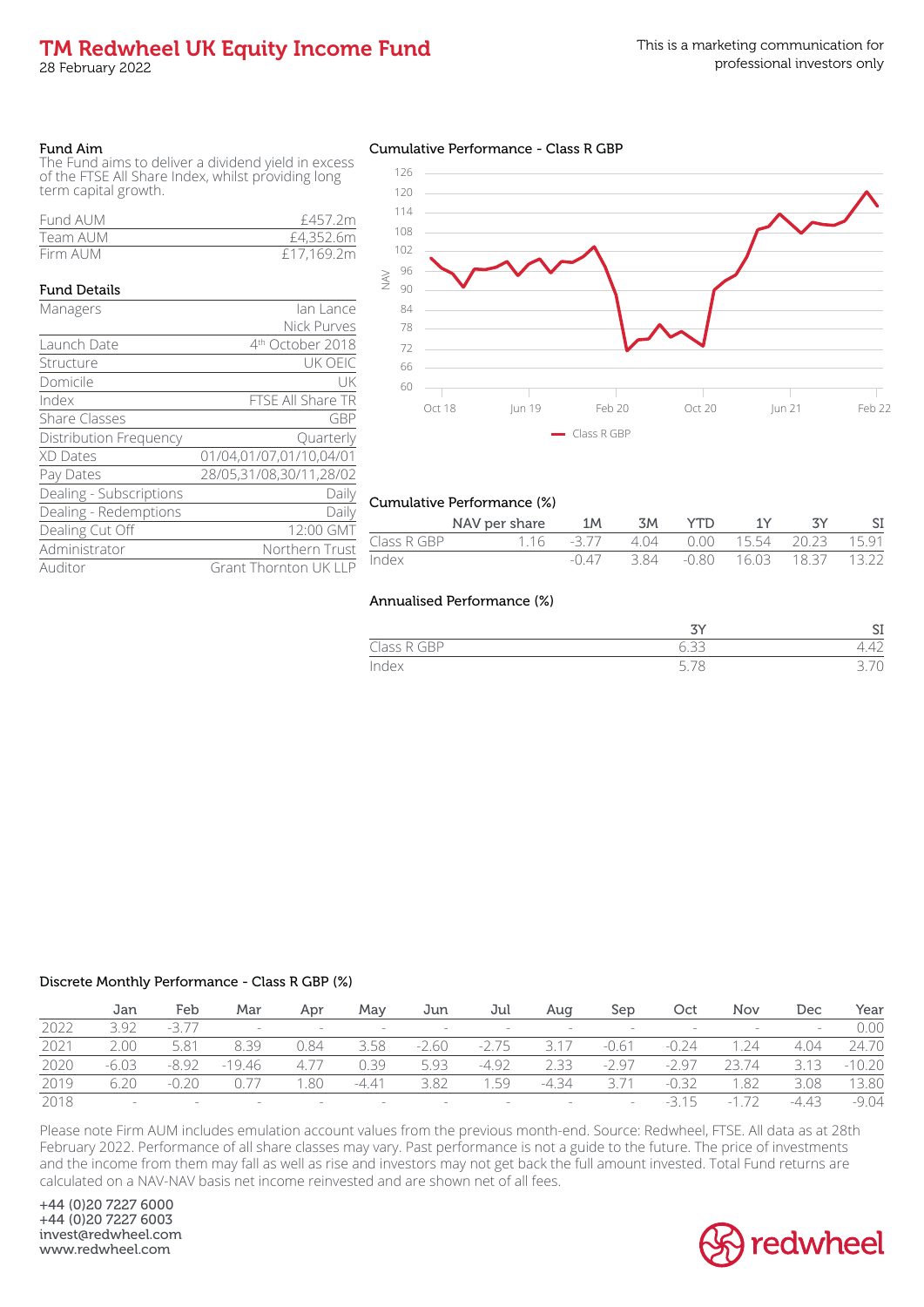# TM Redwheel UK Equity Income Fund

28 February 2022

This is a marketing communication for professional investors only

## Fund Aim

The Fund aims to deliver a dividend yield in excess of the FTSE All Share Index, whilst providing long term capital growth.

| | |
|---|---|
| Fund AUM | £457.2m |
| Team AUM | £4,352.6m |
| Firm AUM | £17,169.2m |

## Fund Details

| | |
|---|---|
| Managers | Ian Lance<br>Nick Purves |
| Launch Date | 4th October 2018 |
| Structure | UK OEIC |
| Domicile | UK |
| Index | FTSE All Share TR |
| Share Classes | GBP |
| Distribution Frequency | Quarterly |
| XD Dates | 01/04,01/07,01/10,04/01 |
| Pay Dates | 28/05,31/08,30/11,28/02 |
| Dealing - Subscriptions | Daily |
| Dealing - Redemptions | Daily |
| Dealing Cut Off | 12:00 GMT |
| Administrator | Northern Trust |
| Auditor | Grant Thornton UK LLP |

## Cumulative Performance - Class R GBP

## Cumulative Performance (%)

| | NAV per share | 1M | 3M | YTD | 1Y | 3Y | SI |
|---|---|---|---|---|---|---|---|
| Class R GBP | 1.16 | -3.77 | 4.04 | 0.00 | 15.54 | 20.23 | 15.91 |
| Index | | -0.47 | 3.84 | -0.80 | 16.03 | 18.37 | 13.22 |

## Annualised Performance (%)

| | 3Y | SI |
|---|---|---|
| Class R GBP | 6.33 | 4.42 |
| Index | 5.78 | 3.70 |

## Discrete Monthly Performance - Class R GBP (%)

| | Jan | Feb | Mar | Apr | May | Jun | Jul | Aug | Sep | Oct | Nov | Dec | Year |
|---|---|---|---|---|---|---|---|---|---|---|---|---|---|
| 2022 | 3.92 | -3.77 | - | - | - | - | - | - | - | - | - | - | 0.00 |
| 2021 | 2.00 | 5.81 | 8.39 | 0.84 | 3.58 | -2.60 | -2.75 | 3.17 | -0.61 | -0.24 | 1.24 | 4.04 | 24.70 |
| 2020 | -6.03 | -8.92 | -19.46 | 4.77 | 0.39 | 5.93 | -4.92 | 2.33 | -2.97 | -2.97 | 23.74 | 3.13 | -10.20 |
| 2019 | 6.20 | -0.20 | 0.77 | 1.80 | -4.41 | 3.82 | 1.59 | -4.34 | 3.71 | -0.32 | 1.82 | 3.08 | 13.80 |
| 2018 | - | - | - | - | - | - | - | - | - | -3.15 | -1.72 | -4.43 | -9.04 |

Please note Firm AUM includes emulation account values from the previous month-end. Source: Redwheel, FTSE. All data as at 28th February 2022. Performance of all share classes may vary. Past performance is not a guide to the future. The price of investments and the income from them may fall as well as rise and investors may not get back the full amount invested. Total Fund returns are calculated on a NAV-NAV basis net income reinvested and are shown net of all fees.

+44 (0)20 7227 6000
+44 (0)20 7227 6003
invest@redwheel.com
www.redwheel.com

redwheel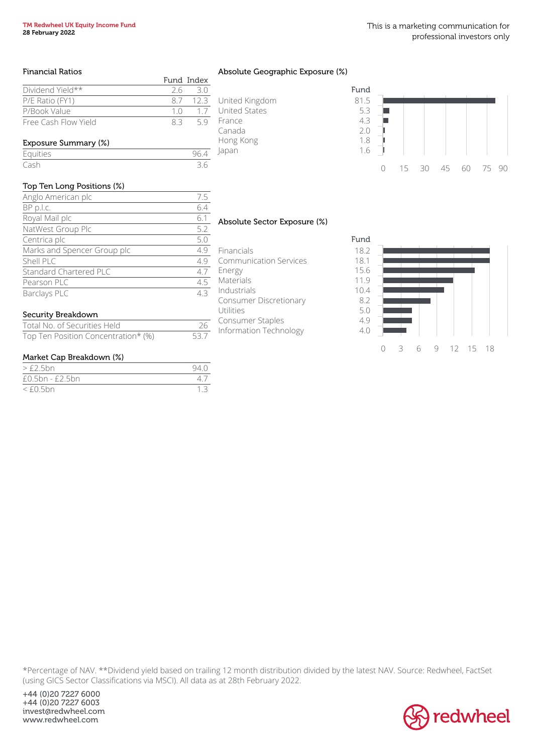This is a marketing communication for professional investors only

## Financial Ratios

| | Fund | Index |
|---|---|---|
| Dividend Yield** | 2.6 | 3.0 |
| P/E Ratio (FY1) | 8.7 | 12.3 |
| P/Book Value | 1.0 | 1.7 |
| Free Cash Flow Yield | 8.3 | 5.9 |

## Exposure Summary (%)

| | |
|---|---|
| Equities | 96.4 |
| Cash | 3.6 |

## Top Ten Long Positions (%)

| | |
|---|---|
| Anglo American plc | 7.5 |
| BP p.l.c. | 6.4 |
| Royal Mail plc | 6.1 |
| NatWest Group Plc | 5.2 |
| Centrica plc | 5.0 |
| Marks and Spencer Group plc | 4.9 |
| Shell PLC | 4.9 |
| Standard Chartered PLC | 4.7 |
| Pearson PLC | 4.5 |
| Barclays PLC | 4.3 |

## Security Breakdown

| | |
|---|---|
| Total No. of Securities Held | 26 |
| Top Ten Position Concentration* (%) | 53.7 |

## Market Cap Breakdown (%)

| | |
|---|---|
| > £2.5bn | 94.0 |
| £0.5bn - £2.5bn | 4.7 |
| < £0.5bn | 1.3 |

## Absolute Geographic Exposure (%)

| | Fund |
|---|---|
| United Kingdom | 81.5 |
| United States | 5.3 |
| France | 4.3 |
| Canada | 2.0 |
| Hong Kong | 1.8 |
| Japan | 1.6 |

## Absolute Sector Exposure (%)

| | Fund |
|---|---|
| Financials | 18.2 |
| Communication Services | 18.1 |
| Energy | 15.6 |
| Materials | 11.9 |
| Industrials | 10.4 |
| Consumer Discretionary | 8.2 |
| Utilities | 5.0 |
| Consumer Staples | 4.9 |
| Information Technology | 4.0 |

*Percentage of NAV. **Dividend yield based on trailing 12 month distribution divided by the latest NAV. Source: Redwheel, FactSet (using GICS Sector Classifications via MSCI). All data as at 28th February 2022.

+44 (0)20 7227 6000
+44 (0)20 7227 6003
invest@redwheel.com
www.redwheel.com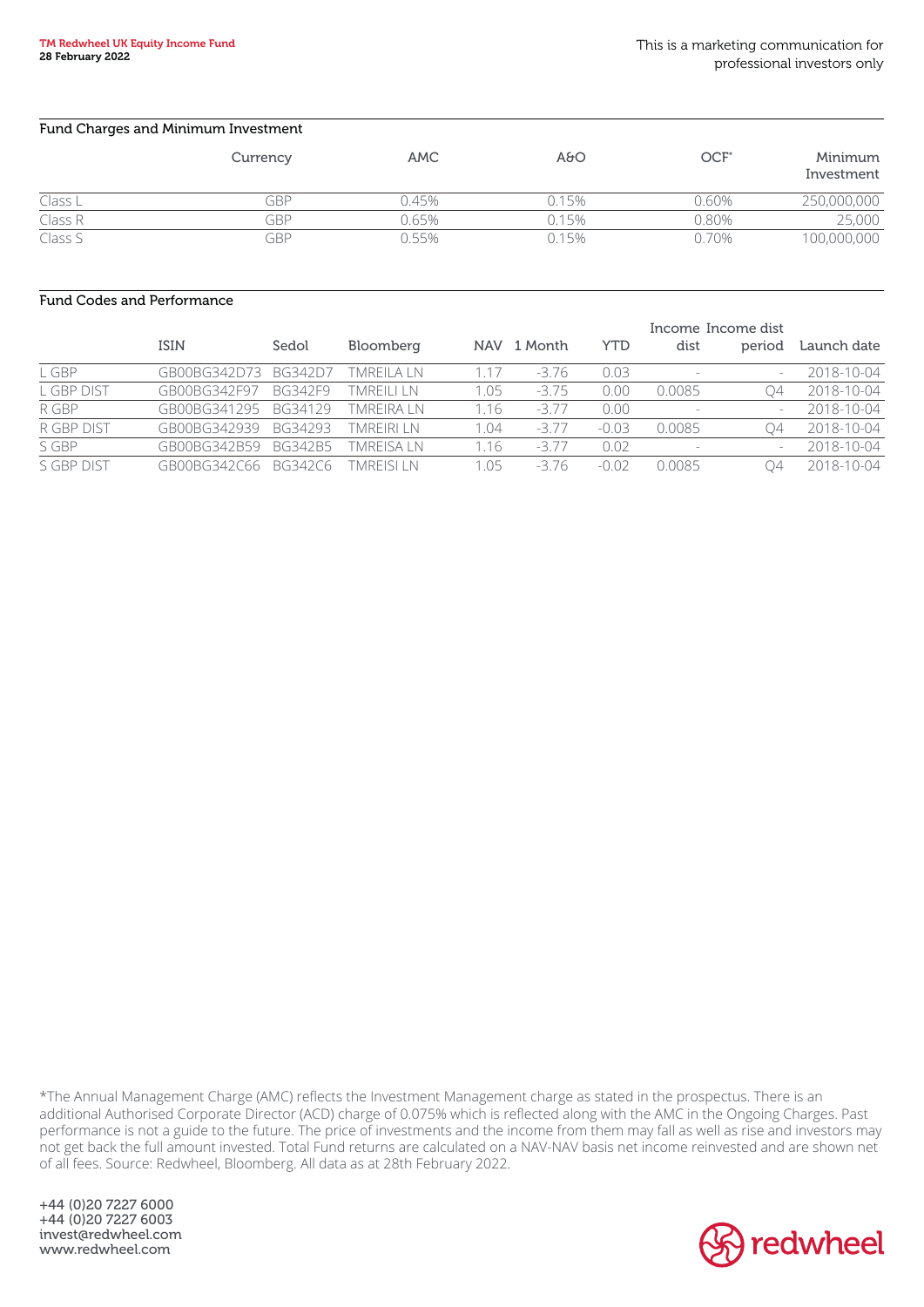## Fund Charges and Minimum Investment

| | Currency | AMC | A&O | OCF* | Minimum Investment |
|---|---|---|---|---|---|
| Class L | GBP | 0.45% | 0.15% | 0.60% | 250,000,000 |
| Class R | GBP | 0.65% | 0.15% | 0.80% | 25,000 |
| Class S | GBP | 0.55% | 0.15% | 0.70% | 100,000,000 |

## Fund Codes and Performance

| | ISIN | Sedol | Bloomberg | NAV | 1 Month | YTD | Income dist | Income dist period | Launch date |
|---|---|---|---|---|---|---|---|---|---|
| L GBP | GB00BG342D73 | BG342D7 | TMREILA LN | 1.17 | -3.76 | 0.03 | - | - | 2018-10-04 |
| L GBP DIST | GB00BG342F97 | BG342F9 | TMREILI LN | 1.05 | -3.75 | 0.00 | 0.0085 | Q4 | 2018-10-04 |
| R GBP | GB00BG341295 | BG34129 | TMREIRA LN | 1.16 | -3.77 | 0.00 | - | - | 2018-10-04 |
| R GBP DIST | GB00BG342939 | BG34293 | TMREIRI LN | 1.04 | -3.77 | -0.03 | 0.0085 | Q4 | 2018-10-04 |
| S GBP | GB00BG342B59 | BG342B5 | TMREISA LN | 1.16 | -3.77 | 0.02 | - | - | 2018-10-04 |
| S GBP DIST | GB00BG342C66 | BG342C6 | TMREISI LN | 1.05 | -3.76 | -0.02 | 0.0085 | Q4 | 2018-10-04 |

*The Annual Management Charge (AMC) reflects the Investment Management charge as stated in the prospectus. There is an additional Authorised Corporate Director (ACD) charge of 0.075% which is reflected along with the AMC in the Ongoing Charges. Past performance is not a guide to the future. The price of investments and the income from them may fall as well as rise and investors may not get back the full amount invested. Total Fund returns are calculated on a NAV-NAV basis net income reinvested and are shown net of all fees. Source: Redwheel, Bloomberg. All data as at 28th February 2022.

+44 (0)20 7227 6000
+44 (0)20 7227 6003
invest@redwheel.com
www.redwheel.com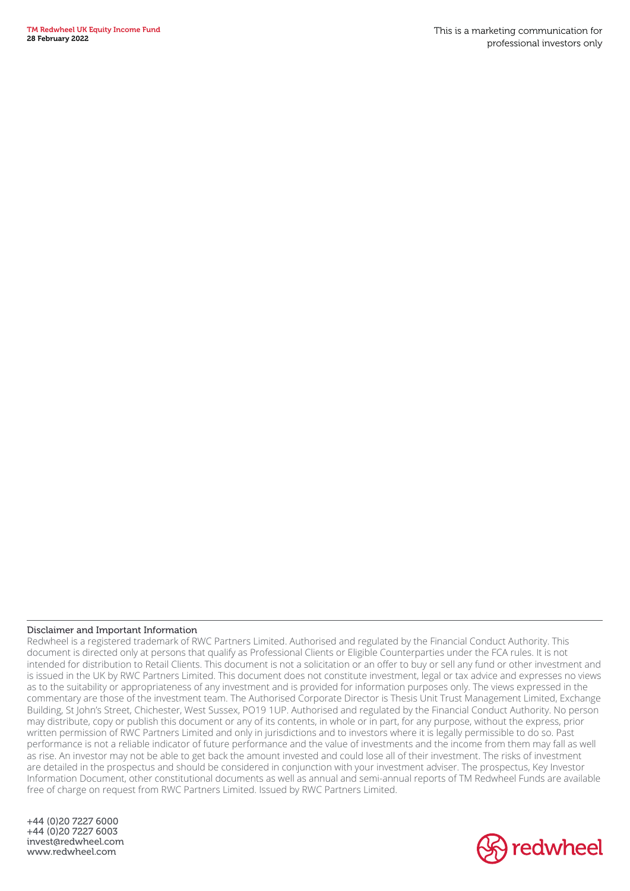This is a marketing communication for professional investors only

## Disclaimer and Important Information

Redwheel is a registered trademark of RWC Partners Limited. Authorised and regulated by the Financial Conduct Authority. This document is directed only at persons that qualify as Professional Clients or Eligible Counterparties under the FCA rules. It is not intended for distribution to Retail Clients. This document is not a solicitation or an offer to buy or sell any fund or other investment and is issued in the UK by RWC Partners Limited. This document does not constitute investment, legal or tax advice and expresses no views as to the suitability or appropriateness of any investment and is provided for information purposes only. The views expressed in the commentary are those of the investment team. The Authorised Corporate Director is Thesis Unit Trust Management Limited, Exchange Building, St John's Street, Chichester, West Sussex, PO19 1UP. Authorised and regulated by the Financial Conduct Authority. No person may distribute, copy or publish this document or any of its contents, in whole or in part, for any purpose, without the express, prior written permission of RWC Partners Limited and only in jurisdictions and to investors where it is legally permissible to do so. Past performance is not a reliable indicator of future performance and the value of investments and the income from them may fall as well as rise. An investor may not be able to get back the amount invested and could lose all of their investment. The risks of investment are detailed in the prospectus and should be considered in conjunction with your investment adviser. The prospectus, Key Investor Information Document, other constitutional documents as well as annual and semi-annual reports of TM Redwheel Funds are available free of charge on request from RWC Partners Limited. Issued by RWC Partners Limited.

+44 (0)20 7227 6000
+44 (0)20 7227 6003
invest@redwheel.com
www.redwheel.com

redwheel